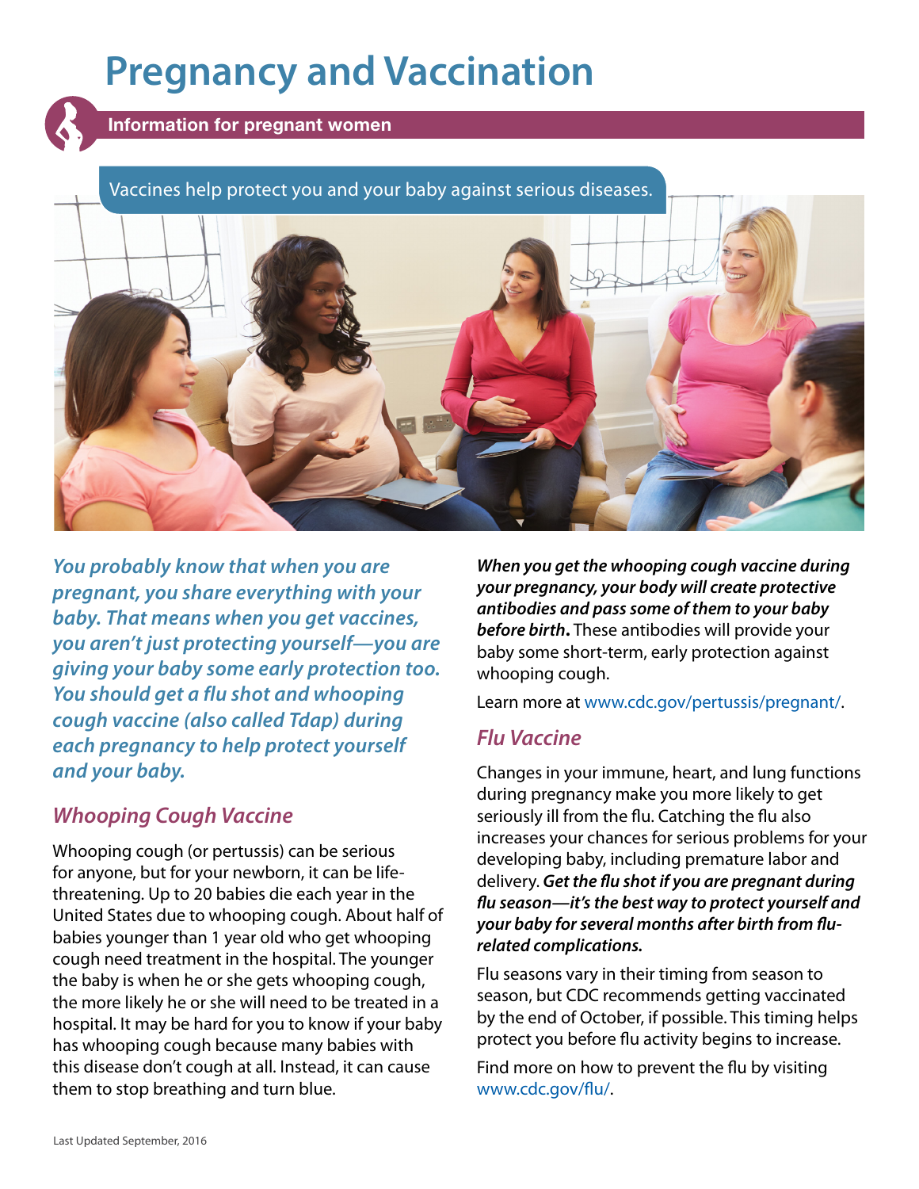# Pregnancy and Vaccination

**Information for pregnant women**

Vaccines help protect you and your baby against serious diseases.

***You probably know that when you are pregnant, you share everything with your baby. That means when you get vaccines, you aren't just protecting yourself—you are giving your baby some early protection too. You should get a flu shot and whooping cough vaccine (also called Tdap) during each pregnancy to help protect yourself and your baby.***

## *Whooping Cough Vaccine*

Whooping cough (or pertussis) can be serious for anyone, but for your newborn, it can be life-threatening. Up to 20 babies die each year in the United States due to whooping cough. About half of babies younger than 1 year old who get whooping cough need treatment in the hospital. The younger the baby is when he or she gets whooping cough, the more likely he or she will need to be treated in a hospital. It may be hard for you to know if your baby has whooping cough because many babies with this disease don't cough at all. Instead, it can cause them to stop breathing and turn blue.

***When you get the whooping cough vaccine during your pregnancy, your body will create protective antibodies and pass some of them to your baby before birth.*** These antibodies will provide your baby some short-term, early protection against whooping cough.

Learn more at www.cdc.gov/pertussis/pregnant/.

## *Flu Vaccine*

Changes in your immune, heart, and lung functions during pregnancy make you more likely to get seriously ill from the flu. Catching the flu also increases your chances for serious problems for your developing baby, including premature labor and delivery. ***Get the flu shot if you are pregnant during flu season—it's the best way to protect yourself and your baby for several months after birth from flu-related complications.***

Flu seasons vary in their timing from season to season, but CDC recommends getting vaccinated by the end of October, if possible. This timing helps protect you before flu activity begins to increase.

Find more on how to prevent the flu by visiting www.cdc.gov/flu/.

Last Updated September, 2016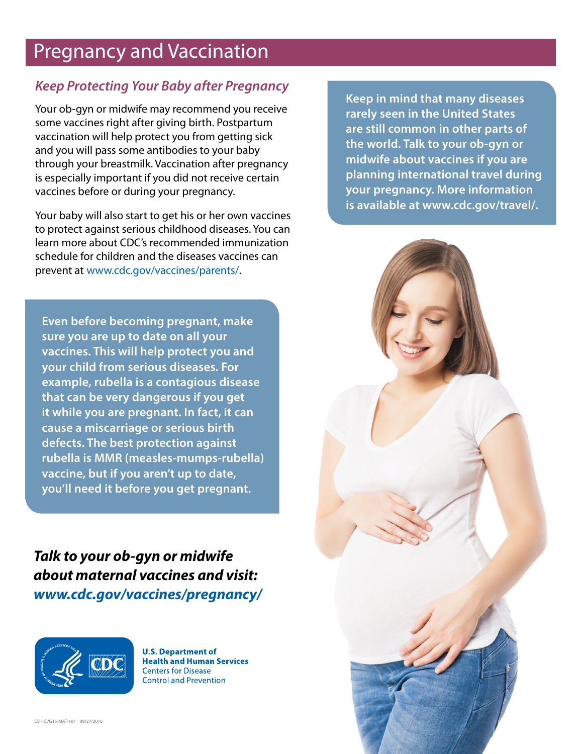# Pregnancy and Vaccination

## *Keep Protecting Your Baby after Pregnancy*

Your ob-gyn or midwife may recommend you receive some vaccines right after giving birth. Postpartum vaccination will help protect you from getting sick and you will pass some antibodies to your baby through your breastmilk. Vaccination after pregnancy is especially important if you did not receive certain vaccines before or during your pregnancy.

Your baby will also start to get his or her own vaccines to protect against serious childhood diseases. You can learn more about CDC's recommended immunization schedule for children and the diseases vaccines can prevent at www.cdc.gov/vaccines/parents/.

**Even before becoming pregnant, make sure you are up to date on all your vaccines. This will help protect you and your child from serious diseases. For example, rubella is a contagious disease that can be very dangerous if you get it while you are pregnant. In fact, it can cause a miscarriage or serious birth defects. The best protection against rubella is MMR (measles-mumps-rubella) vaccine, but if you aren't up to date, you'll need it before you get pregnant.**

**Keep in mind that many diseases rarely seen in the United States are still common in other parts of the world. Talk to your ob-gyn or midwife about vaccines if you are planning international travel during your pregnancy. More information is available at www.cdc.gov/travel/.**

***Talk to your ob-gyn or midwife about maternal vaccines and visit: www.cdc.gov/vaccines/pregnancy/***

**U.S. Department of Health and Human Services**
Centers for Disease Control and Prevention

CS HCVG15-MAT-107 09/27/2016